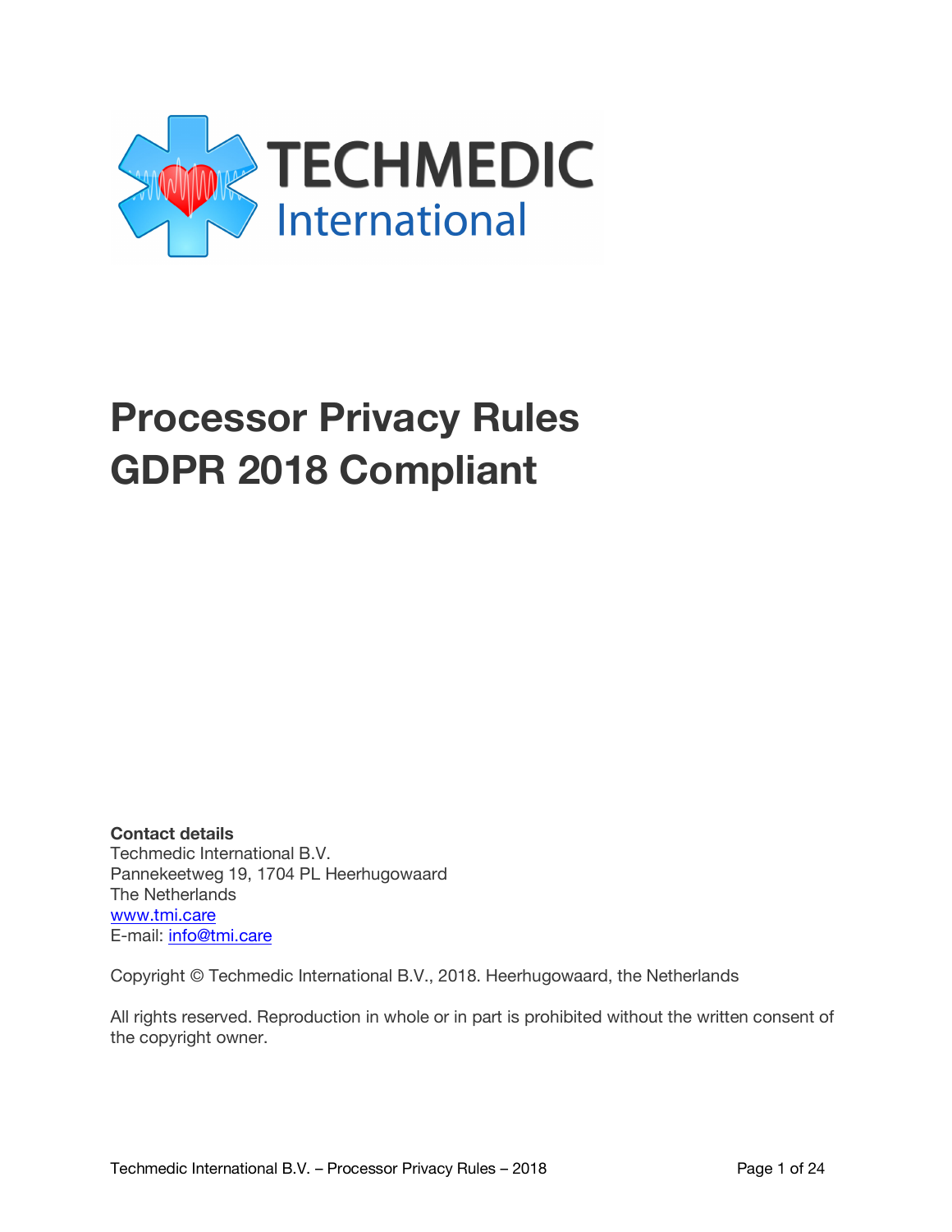TECHMEDIC International

# Processor Privacy Rules
# GDPR 2018 Compliant

**Contact details**
Techmedic International B.V.
Pannekeetweg 19, 1704 PL Heerhugowaard
The Netherlands
www.tmi.care
E-mail: info@tmi.care

Copyright © Techmedic International B.V., 2018. Heerhugowaard, the Netherlands

All rights reserved. Reproduction in whole or in part is prohibited without the written consent of the copyright owner.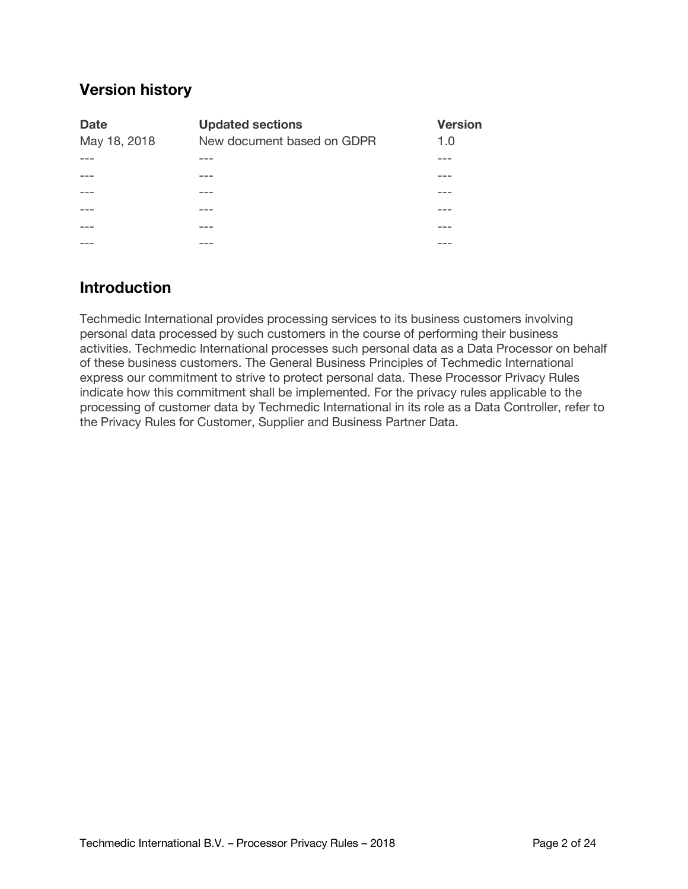## Version history

| Date | Updated sections | Version |
| --- | --- | --- |
| May 18, 2018 | New document based on GDPR | 1.0 |
| --- | --- | --- |
| --- | --- | --- |
| --- | --- | --- |
| --- | --- | --- |
| --- | --- | --- |
| --- | --- | --- |

## Introduction

Techmedic International provides processing services to its business customers involving personal data processed by such customers in the course of performing their business activities. Techmedic International processes such personal data as a Data Processor on behalf of these business customers. The General Business Principles of Techmedic International express our commitment to strive to protect personal data. These Processor Privacy Rules indicate how this commitment shall be implemented. For the privacy rules applicable to the processing of customer data by Techmedic International in its role as a Data Controller, refer to the Privacy Rules for Customer, Supplier and Business Partner Data.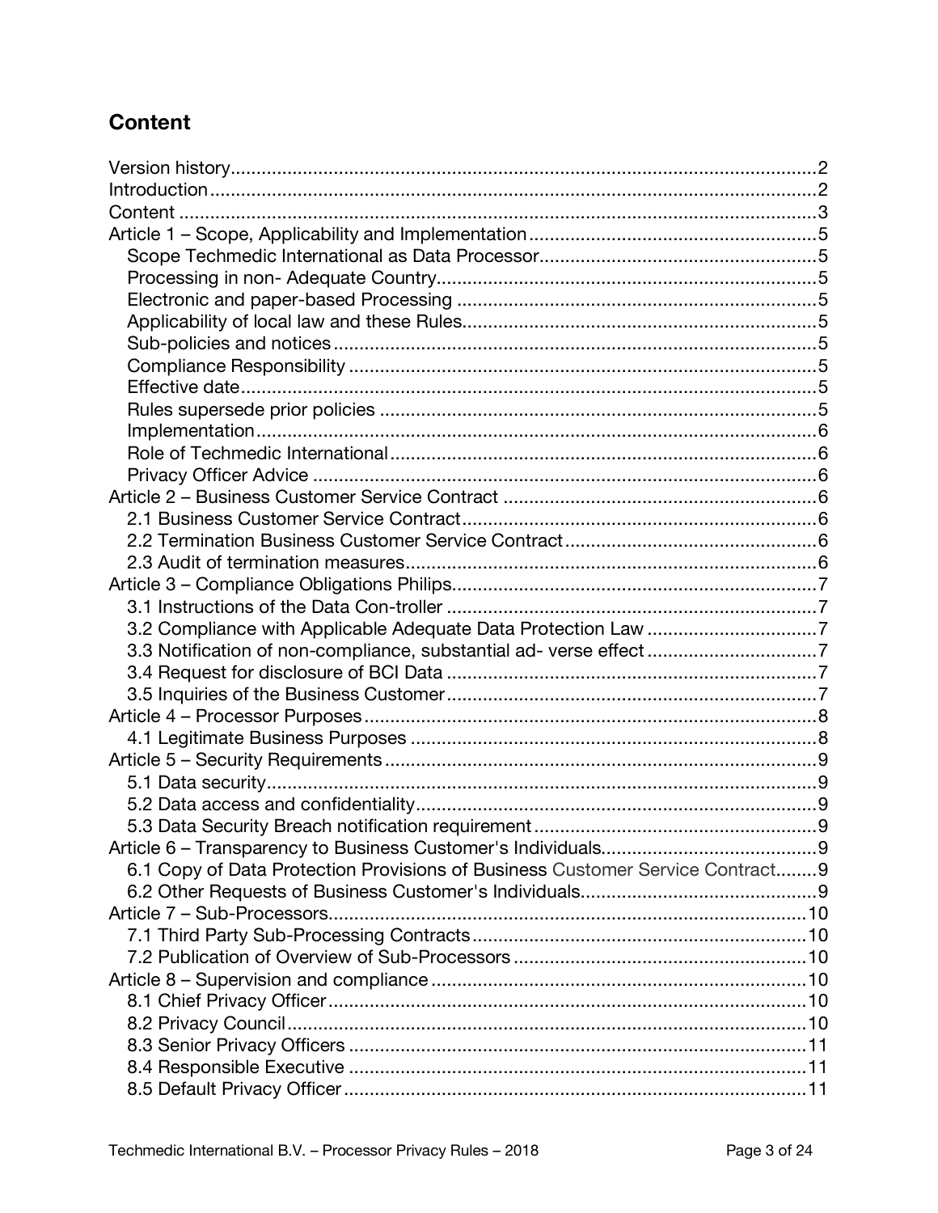## Content

- Version history ............ 2
- Introduction ............ 2
- Content ............ 3
- Article 1 – Scope, Applicability and Implementation ............ 5
  - Scope Techmedic International as Data Processor ............ 5
  - Processing in non- Adequate Country ............ 5
  - Electronic and paper-based Processing ............ 5
  - Applicability of local law and these Rules ............ 5
  - Sub-policies and notices ............ 5
  - Compliance Responsibility ............ 5
  - Effective date ............ 5
  - Rules supersede prior policies ............ 5
  - Implementation ............ 6
  - Role of Techmedic International ............ 6
  - Privacy Officer Advice ............ 6
- Article 2 – Business Customer Service Contract ............ 6
  - 2.1 Business Customer Service Contract ............ 6
  - 2.2 Termination Business Customer Service Contract ............ 6
  - 2.3 Audit of termination measures ............ 6
- Article 3 – Compliance Obligations Philips ............ 7
  - 3.1 Instructions of the Data Con-troller ............ 7
  - 3.2 Compliance with Applicable Adequate Data Protection Law ............ 7
  - 3.3 Notification of non-compliance, substantial ad- verse effect ............ 7
  - 3.4 Request for disclosure of BCI Data ............ 7
  - 3.5 Inquiries of the Business Customer ............ 7
- Article 4 – Processor Purposes ............ 8
  - 4.1 Legitimate Business Purposes ............ 8
- Article 5 – Security Requirements ............ 9
  - 5.1 Data security ............ 9
  - 5.2 Data access and confidentiality ............ 9
  - 5.3 Data Security Breach notification requirement ............ 9
- Article 6 – Transparency to Business Customer's Individuals ............ 9
  - 6.1 Copy of Data Protection Provisions of Business Customer Service Contract ............ 9
  - 6.2 Other Requests of Business Customer's Individuals ............ 9
- Article 7 – Sub-Processors ............ 10
  - 7.1 Third Party Sub-Processing Contracts ............ 10
  - 7.2 Publication of Overview of Sub-Processors ............ 10
- Article 8 – Supervision and compliance ............ 10
  - 8.1 Chief Privacy Officer ............ 10
  - 8.2 Privacy Council ............ 10
  - 8.3 Senior Privacy Officers ............ 11
  - 8.4 Responsible Executive ............ 11
  - 8.5 Default Privacy Officer ............ 11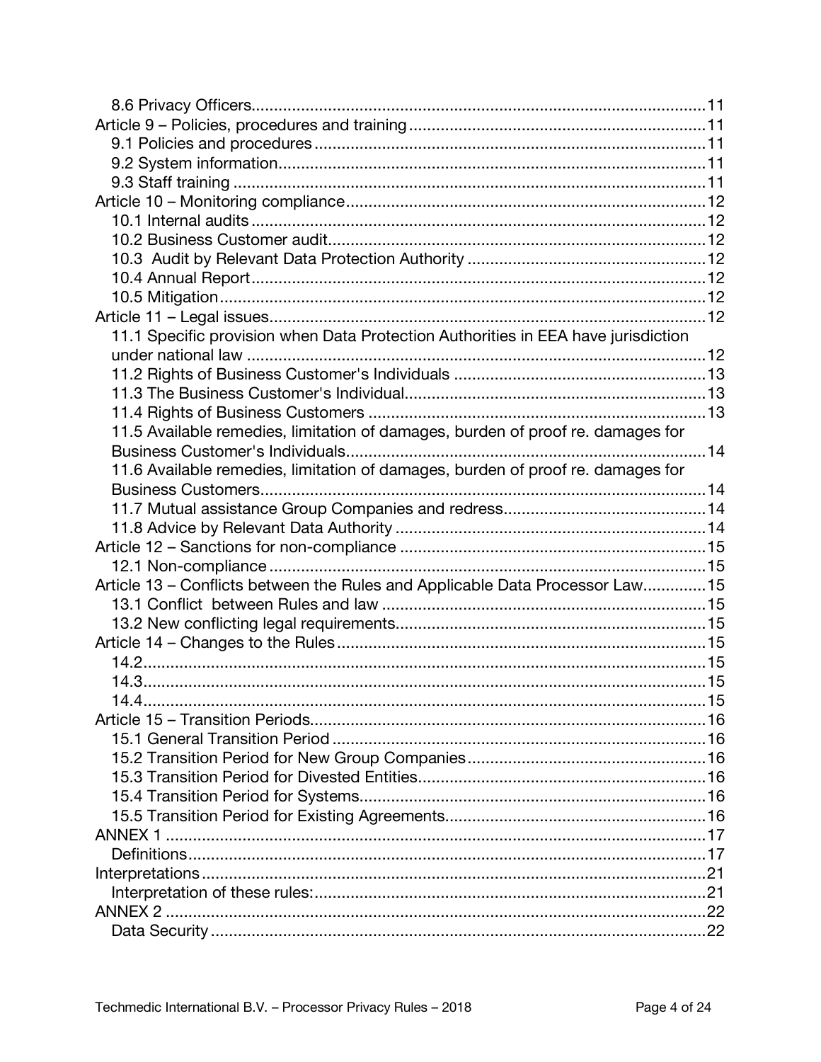8.6 Privacy Officers....................................................................................................11
Article 9 – Policies, procedures and training.................................................................11
9.1 Policies and procedures.......................................................................................11
9.2 System information...............................................................................................11
9.3 Staff training .........................................................................................................11
Article 10 – Monitoring compliance...............................................................................12
10.1 Internal audits .....................................................................................................12
10.2 Business Customer audit....................................................................................12
10.3 Audit by Relevant Data Protection Authority .....................................................12
10.4 Annual Report.....................................................................................................12
10.5 Mitigation............................................................................................................12
Article 11 – Legal issues...............................................................................................12
11.1 Specific provision when Data Protection Authorities in EEA have jurisdiction under national law .......................................................................................................12
11.2 Rights of Business Customer's Individuals ........................................................13
11.3 The Business Customer's Individual...................................................................13
11.4 Rights of Business Customers ...........................................................................13
11.5 Available remedies, limitation of damages, burden of proof re. damages for Business Customer's Individuals................................................................................14
11.6 Available remedies, limitation of damages, burden of proof re. damages for Business Customers...................................................................................................14
11.7 Mutual assistance Group Companies and redress.............................................14
11.8 Advice by Relevant Data Authority .....................................................................14
Article 12 – Sanctions for non-compliance ...................................................................15
12.1 Non-compliance ................................................................................................15
Article 13 – Conflicts between the Rules and Applicable Data Processor Law.............15
13.1 Conflict between Rules and law .......................................................................15
13.2 New conflicting legal requirements....................................................................15
Article 14 – Changes to the Rules.................................................................................15
14.2............................................................................................................................15
14.3............................................................................................................................15
14.4............................................................................................................................15
Article 15 – Transition Periods.......................................................................................16
15.1 General Transition Period ...................................................................................16
15.2 Transition Period for New Group Companies.....................................................16
15.3 Transition Period for Divested Entities................................................................16
15.4 Transition Period for Systems.............................................................................16
15.5 Transition Period for Existing Agreements..........................................................16
ANNEX 1 .......................................................................................................................17
Definitions.................................................................................................................17
Interpretations...............................................................................................................21
Interpretation of these rules:.......................................................................................21
ANNEX 2 .......................................................................................................................22
Data Security .............................................................................................................22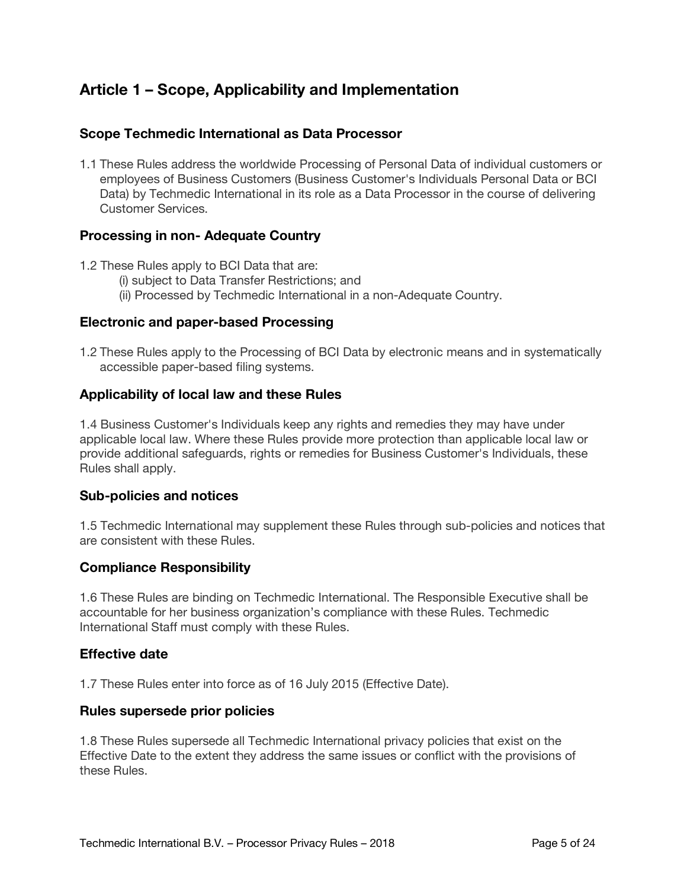## Article 1 – Scope, Applicability and Implementation

### Scope Techmedic International as Data Processor

1.1 These Rules address the worldwide Processing of Personal Data of individual customers or employees of Business Customers (Business Customer's Individuals Personal Data or BCI Data) by Techmedic International in its role as a Data Processor in the course of delivering Customer Services.

### Processing in non- Adequate Country

1.2 These Rules apply to BCI Data that are:

(i) subject to Data Transfer Restrictions; and

(ii) Processed by Techmedic International in a non-Adequate Country.

### Electronic and paper-based Processing

1.2 These Rules apply to the Processing of BCI Data by electronic means and in systematically accessible paper-based filing systems.

### Applicability of local law and these Rules

1.4 Business Customer's Individuals keep any rights and remedies they may have under applicable local law. Where these Rules provide more protection than applicable local law or provide additional safeguards, rights or remedies for Business Customer's Individuals, these Rules shall apply.

### Sub-policies and notices

1.5 Techmedic International may supplement these Rules through sub-policies and notices that are consistent with these Rules.

### Compliance Responsibility

1.6 These Rules are binding on Techmedic International. The Responsible Executive shall be accountable for her business organization's compliance with these Rules. Techmedic International Staff must comply with these Rules.

### Effective date

1.7 These Rules enter into force as of 16 July 2015 (Effective Date).

### Rules supersede prior policies

1.8 These Rules supersede all Techmedic International privacy policies that exist on the Effective Date to the extent they address the same issues or conflict with the provisions of these Rules.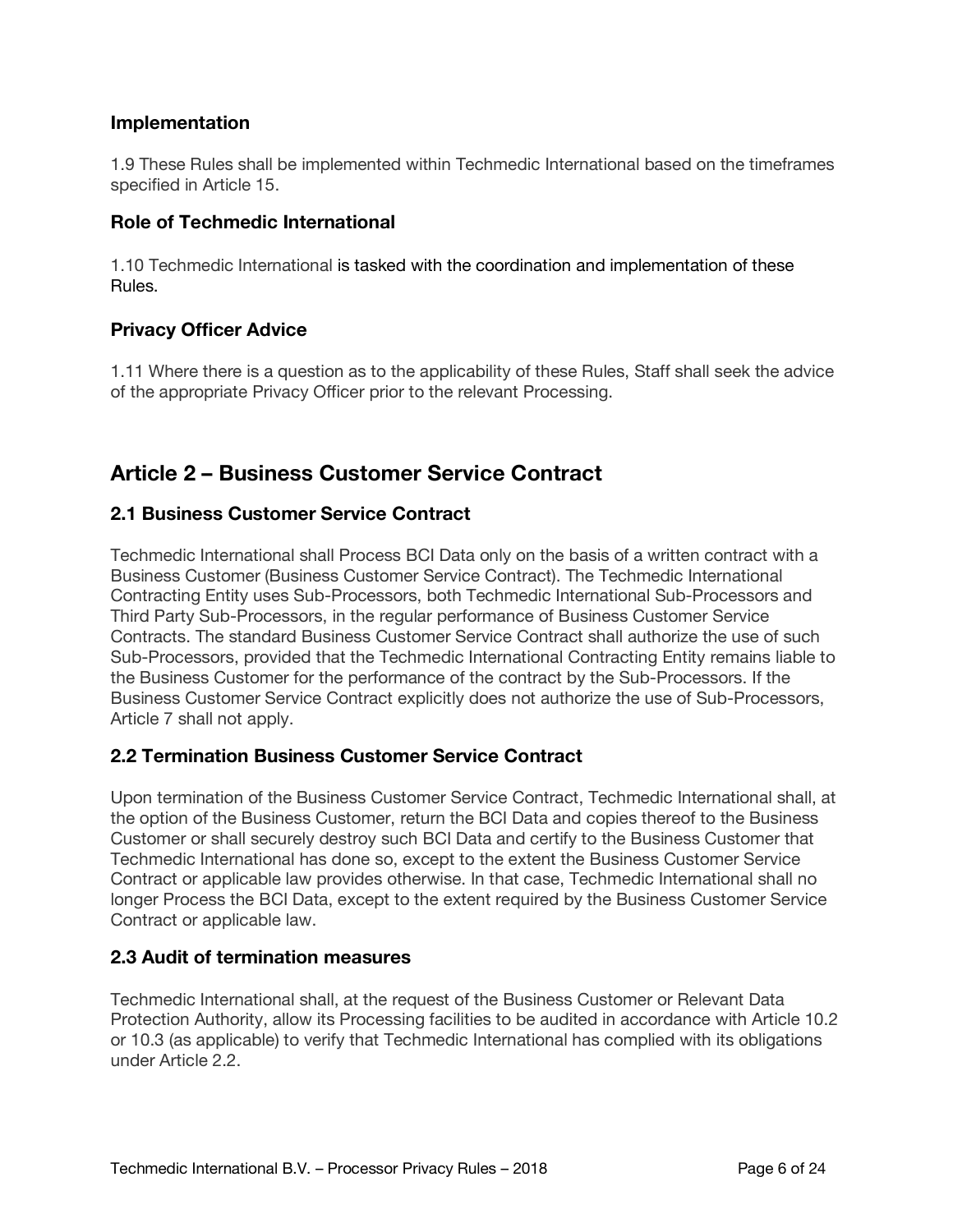### Implementation

1.9 These Rules shall be implemented within Techmedic International based on the timeframes specified in Article 15.

### Role of Techmedic International

1.10 Techmedic International is tasked with the coordination and implementation of these Rules.

### Privacy Officer Advice

1.11 Where there is a question as to the applicability of these Rules, Staff shall seek the advice of the appropriate Privacy Officer prior to the relevant Processing.

## Article 2 – Business Customer Service Contract

### 2.1 Business Customer Service Contract

Techmedic International shall Process BCI Data only on the basis of a written contract with a Business Customer (Business Customer Service Contract). The Techmedic International Contracting Entity uses Sub-Processors, both Techmedic International Sub-Processors and Third Party Sub-Processors, in the regular performance of Business Customer Service Contracts. The standard Business Customer Service Contract shall authorize the use of such Sub-Processors, provided that the Techmedic International Contracting Entity remains liable to the Business Customer for the performance of the contract by the Sub-Processors. If the Business Customer Service Contract explicitly does not authorize the use of Sub-Processors, Article 7 shall not apply.

### 2.2 Termination Business Customer Service Contract

Upon termination of the Business Customer Service Contract, Techmedic International shall, at the option of the Business Customer, return the BCI Data and copies thereof to the Business Customer or shall securely destroy such BCI Data and certify to the Business Customer that Techmedic International has done so, except to the extent the Business Customer Service Contract or applicable law provides otherwise. In that case, Techmedic International shall no longer Process the BCI Data, except to the extent required by the Business Customer Service Contract or applicable law.

### 2.3 Audit of termination measures

Techmedic International shall, at the request of the Business Customer or Relevant Data Protection Authority, allow its Processing facilities to be audited in accordance with Article 10.2 or 10.3 (as applicable) to verify that Techmedic International has complied with its obligations under Article 2.2.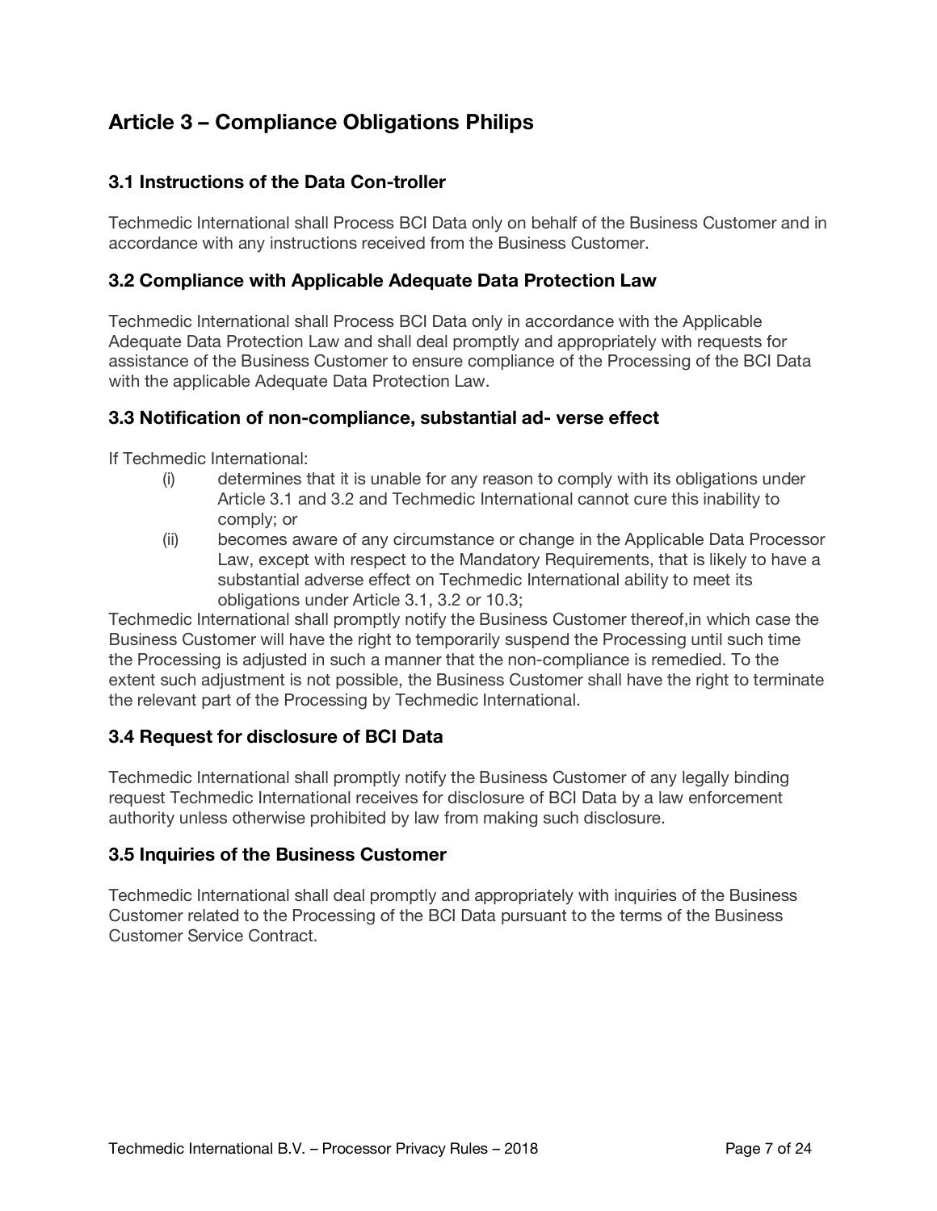## Article 3 – Compliance Obligations Philips

### 3.1 Instructions of the Data Con-troller

Techmedic International shall Process BCI Data only on behalf of the Business Customer and in accordance with any instructions received from the Business Customer.

### 3.2 Compliance with Applicable Adequate Data Protection Law

Techmedic International shall Process BCI Data only in accordance with the Applicable Adequate Data Protection Law and shall deal promptly and appropriately with requests for assistance of the Business Customer to ensure compliance of the Processing of the BCI Data with the applicable Adequate Data Protection Law.

### 3.3 Notification of non-compliance, substantial ad- verse effect

If Techmedic International:

(i) determines that it is unable for any reason to comply with its obligations under Article 3.1 and 3.2 and Techmedic International cannot cure this inability to comply; or

(ii) becomes aware of any circumstance or change in the Applicable Data Processor Law, except with respect to the Mandatory Requirements, that is likely to have a substantial adverse effect on Techmedic International ability to meet its obligations under Article 3.1, 3.2 or 10.3;

Techmedic International shall promptly notify the Business Customer thereof,in which case the Business Customer will have the right to temporarily suspend the Processing until such time the Processing is adjusted in such a manner that the non-compliance is remedied. To the extent such adjustment is not possible, the Business Customer shall have the right to terminate the relevant part of the Processing by Techmedic International.

### 3.4 Request for disclosure of BCI Data

Techmedic International shall promptly notify the Business Customer of any legally binding request Techmedic International receives for disclosure of BCI Data by a law enforcement authority unless otherwise prohibited by law from making such disclosure.

### 3.5 Inquiries of the Business Customer

Techmedic International shall deal promptly and appropriately with inquiries of the Business Customer related to the Processing of the BCI Data pursuant to the terms of the Business Customer Service Contract.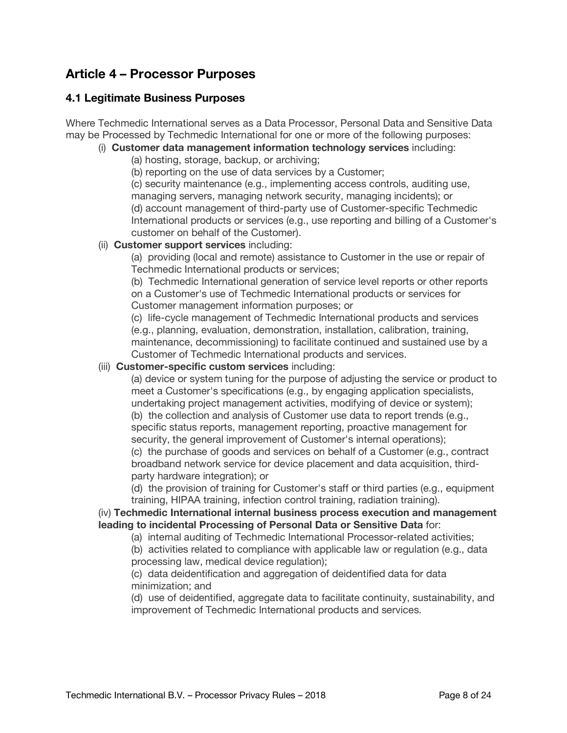## Article 4 – Processor Purposes

### 4.1 Legitimate Business Purposes

Where Techmedic International serves as a Data Processor, Personal Data and Sensitive Data may be Processed by Techmedic International for one or more of the following purposes:

(i) **Customer data management information technology services** including:

(a) hosting, storage, backup, or archiving;

(b) reporting on the use of data services by a Customer;

(c) security maintenance (e.g., implementing access controls, auditing use, managing servers, managing network security, managing incidents); or

(d) account management of third-party use of Customer-specific Techmedic International products or services (e.g., use reporting and billing of a Customer's customer on behalf of the Customer).

(ii) **Customer support services** including:

(a) providing (local and remote) assistance to Customer in the use or repair of Techmedic International products or services;

(b) Techmedic International generation of service level reports or other reports on a Customer's use of Techmedic International products or services for Customer management information purposes; or

(c) life-cycle management of Techmedic International products and services (e.g., planning, evaluation, demonstration, installation, calibration, training, maintenance, decommissioning) to facilitate continued and sustained use by a Customer of Techmedic International products and services.

(iii) **Customer-specific custom services** including:

(a) device or system tuning for the purpose of adjusting the service or product to meet a Customer's specifications (e.g., by engaging application specialists, undertaking project management activities, modifying of device or system);

(b) the collection and analysis of Customer use data to report trends (e.g., specific status reports, management reporting, proactive management for security, the general improvement of Customer's internal operations);

(c) the purchase of goods and services on behalf of a Customer (e.g., contract broadband network service for device placement and data acquisition, third-party hardware integration); or

(d) the provision of training for Customer's staff or third parties (e.g., equipment training, HIPAA training, infection control training, radiation training).

(iv) **Techmedic International internal business process execution and management leading to incidental Processing of Personal Data or Sensitive Data** for:

(a) internal auditing of Techmedic International Processor-related activities;

(b) activities related to compliance with applicable law or regulation (e.g., data processing law, medical device regulation);

(c) data deidentification and aggregation of deidentified data for data minimization; and

(d) use of deidentified, aggregate data to facilitate continuity, sustainability, and improvement of Techmedic International products and services.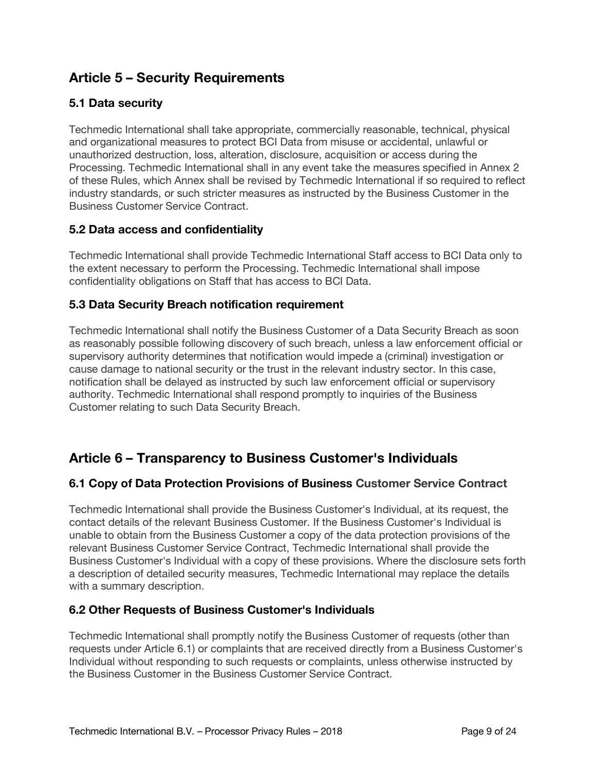## Article 5 – Security Requirements

### 5.1 Data security

Techmedic International shall take appropriate, commercially reasonable, technical, physical and organizational measures to protect BCI Data from misuse or accidental, unlawful or unauthorized destruction, loss, alteration, disclosure, acquisition or access during the Processing. Techmedic International shall in any event take the measures specified in Annex 2 of these Rules, which Annex shall be revised by Techmedic International if so required to reflect industry standards, or such stricter measures as instructed by the Business Customer in the Business Customer Service Contract.

### 5.2 Data access and confidentiality

Techmedic International shall provide Techmedic International Staff access to BCI Data only to the extent necessary to perform the Processing. Techmedic International shall impose confidentiality obligations on Staff that has access to BCI Data.

### 5.3 Data Security Breach notification requirement

Techmedic International shall notify the Business Customer of a Data Security Breach as soon as reasonably possible following discovery of such breach, unless a law enforcement official or supervisory authority determines that notification would impede a (criminal) investigation or cause damage to national security or the trust in the relevant industry sector. In this case, notification shall be delayed as instructed by such law enforcement official or supervisory authority. Techmedic International shall respond promptly to inquiries of the Business Customer relating to such Data Security Breach.

## Article 6 – Transparency to Business Customer's Individuals

### 6.1 Copy of Data Protection Provisions of Business Customer Service Contract

Techmedic International shall provide the Business Customer's Individual, at its request, the contact details of the relevant Business Customer. If the Business Customer's Individual is unable to obtain from the Business Customer a copy of the data protection provisions of the relevant Business Customer Service Contract, Techmedic International shall provide the Business Customer's Individual with a copy of these provisions. Where the disclosure sets forth a description of detailed security measures, Techmedic International may replace the details with a summary description.

### 6.2 Other Requests of Business Customer's Individuals

Techmedic International shall promptly notify the Business Customer of requests (other than requests under Article 6.1) or complaints that are received directly from a Business Customer's Individual without responding to such requests or complaints, unless otherwise instructed by the Business Customer in the Business Customer Service Contract.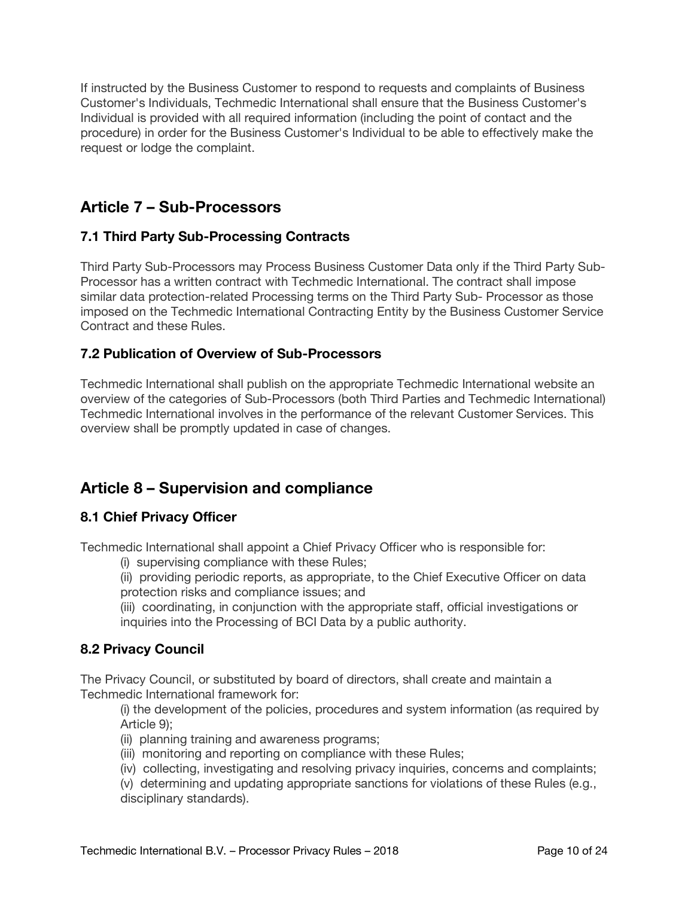If instructed by the Business Customer to respond to requests and complaints of Business Customer's Individuals, Techmedic International shall ensure that the Business Customer's Individual is provided with all required information (including the point of contact and the procedure) in order for the Business Customer's Individual to be able to effectively make the request or lodge the complaint.

## Article 7 – Sub-Processors

### 7.1 Third Party Sub-Processing Contracts

Third Party Sub-Processors may Process Business Customer Data only if the Third Party Sub-Processor has a written contract with Techmedic International. The contract shall impose similar data protection-related Processing terms on the Third Party Sub- Processor as those imposed on the Techmedic International Contracting Entity by the Business Customer Service Contract and these Rules.

### 7.2 Publication of Overview of Sub-Processors

Techmedic International shall publish on the appropriate Techmedic International website an overview of the categories of Sub-Processors (both Third Parties and Techmedic International) Techmedic International involves in the performance of the relevant Customer Services. This overview shall be promptly updated in case of changes.

## Article 8 – Supervision and compliance

### 8.1 Chief Privacy Officer

Techmedic International shall appoint a Chief Privacy Officer who is responsible for:

(i) supervising compliance with these Rules;

(ii) providing periodic reports, as appropriate, to the Chief Executive Officer on data protection risks and compliance issues; and

(iii) coordinating, in conjunction with the appropriate staff, official investigations or inquiries into the Processing of BCI Data by a public authority.

### 8.2 Privacy Council

The Privacy Council, or substituted by board of directors, shall create and maintain a Techmedic International framework for:

(i) the development of the policies, procedures and system information (as required by Article 9);

(ii) planning training and awareness programs;

(iii) monitoring and reporting on compliance with these Rules;

(iv) collecting, investigating and resolving privacy inquiries, concerns and complaints;

(v) determining and updating appropriate sanctions for violations of these Rules (e.g., disciplinary standards).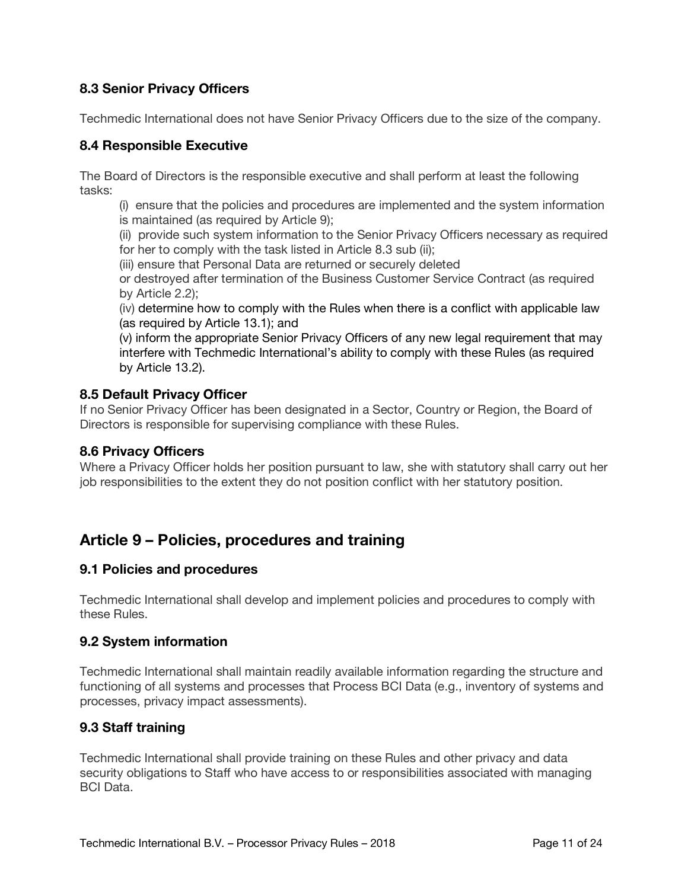### 8.3 Senior Privacy Officers

Techmedic International does not have Senior Privacy Officers due to the size of the company.

### 8.4 Responsible Executive

The Board of Directors is the responsible executive and shall perform at least the following tasks:

(i) ensure that the policies and procedures are implemented and the system information is maintained (as required by Article 9);
(ii) provide such system information to the Senior Privacy Officers necessary as required for her to comply with the task listed in Article 8.3 sub (ii);
(iii) ensure that Personal Data are returned or securely deleted or destroyed after termination of the Business Customer Service Contract (as required by Article 2.2);
(iv) determine how to comply with the Rules when there is a conflict with applicable law (as required by Article 13.1); and
(v) inform the appropriate Senior Privacy Officers of any new legal requirement that may interfere with Techmedic International's ability to comply with these Rules (as required by Article 13.2).

### 8.5 Default Privacy Officer

If no Senior Privacy Officer has been designated in a Sector, Country or Region, the Board of Directors is responsible for supervising compliance with these Rules.

### 8.6 Privacy Officers

Where a Privacy Officer holds her position pursuant to law, she with statutory shall carry out her job responsibilities to the extent they do not position conflict with her statutory position.

## Article 9 – Policies, procedures and training

### 9.1 Policies and procedures

Techmedic International shall develop and implement policies and procedures to comply with these Rules.

### 9.2 System information

Techmedic International shall maintain readily available information regarding the structure and functioning of all systems and processes that Process BCI Data (e.g., inventory of systems and processes, privacy impact assessments).

### 9.3 Staff training

Techmedic International shall provide training on these Rules and other privacy and data security obligations to Staff who have access to or responsibilities associated with managing BCI Data.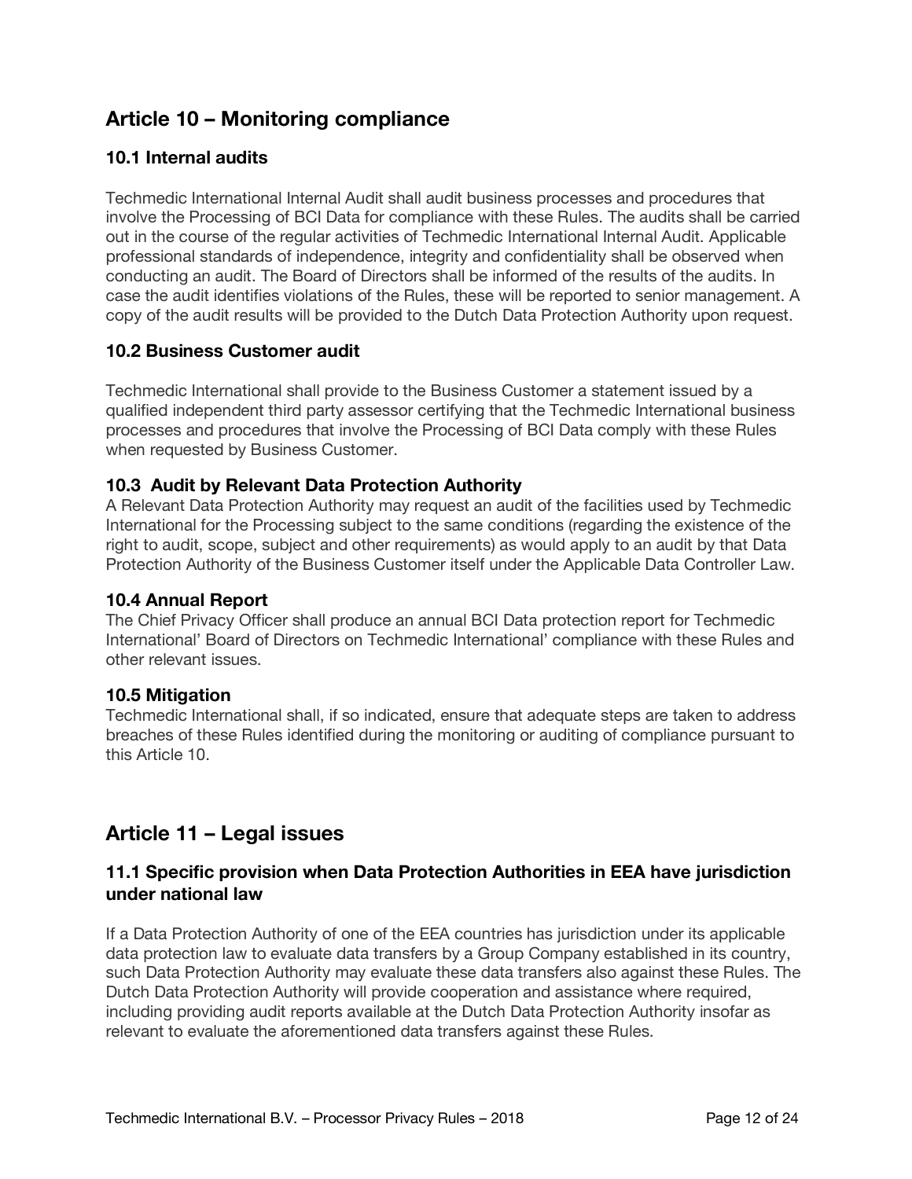## Article 10 – Monitoring compliance

### 10.1 Internal audits

Techmedic International Internal Audit shall audit business processes and procedures that involve the Processing of BCI Data for compliance with these Rules. The audits shall be carried out in the course of the regular activities of Techmedic International Internal Audit. Applicable professional standards of independence, integrity and confidentiality shall be observed when conducting an audit. The Board of Directors shall be informed of the results of the audits. In case the audit identifies violations of the Rules, these will be reported to senior management. A copy of the audit results will be provided to the Dutch Data Protection Authority upon request.

### 10.2 Business Customer audit

Techmedic International shall provide to the Business Customer a statement issued by a qualified independent third party assessor certifying that the Techmedic International business processes and procedures that involve the Processing of BCI Data comply with these Rules when requested by Business Customer.

### 10.3 Audit by Relevant Data Protection Authority

A Relevant Data Protection Authority may request an audit of the facilities used by Techmedic International for the Processing subject to the same conditions (regarding the existence of the right to audit, scope, subject and other requirements) as would apply to an audit by that Data Protection Authority of the Business Customer itself under the Applicable Data Controller Law.

### 10.4 Annual Report

The Chief Privacy Officer shall produce an annual BCI Data protection report for Techmedic International' Board of Directors on Techmedic International' compliance with these Rules and other relevant issues.

### 10.5 Mitigation

Techmedic International shall, if so indicated, ensure that adequate steps are taken to address breaches of these Rules identified during the monitoring or auditing of compliance pursuant to this Article 10.

## Article 11 – Legal issues

### 11.1 Specific provision when Data Protection Authorities in EEA have jurisdiction under national law

If a Data Protection Authority of one of the EEA countries has jurisdiction under its applicable data protection law to evaluate data transfers by a Group Company established in its country, such Data Protection Authority may evaluate these data transfers also against these Rules. The Dutch Data Protection Authority will provide cooperation and assistance where required, including providing audit reports available at the Dutch Data Protection Authority insofar as relevant to evaluate the aforementioned data transfers against these Rules.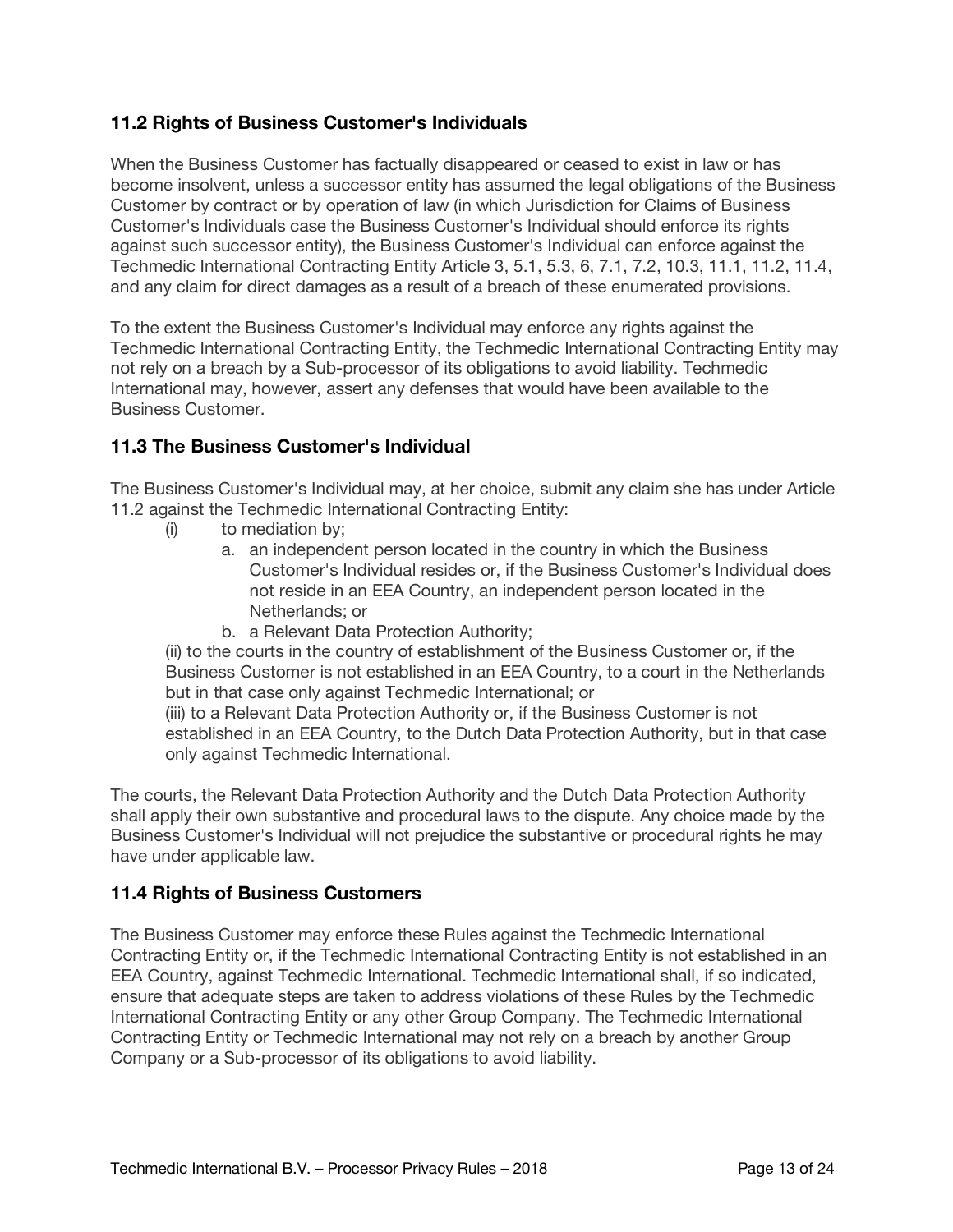### 11.2 Rights of Business Customer's Individuals

When the Business Customer has factually disappeared or ceased to exist in law or has become insolvent, unless a successor entity has assumed the legal obligations of the Business Customer by contract or by operation of law (in which Jurisdiction for Claims of Business Customer's Individuals case the Business Customer's Individual should enforce its rights against such successor entity), the Business Customer's Individual can enforce against the Techmedic International Contracting Entity Article 3, 5.1, 5.3, 6, 7.1, 7.2, 10.3, 11.1, 11.2, 11.4, and any claim for direct damages as a result of a breach of these enumerated provisions.

To the extent the Business Customer's Individual may enforce any rights against the Techmedic International Contracting Entity, the Techmedic International Contracting Entity may not rely on a breach by a Sub-processor of its obligations to avoid liability. Techmedic International may, however, assert any defenses that would have been available to the Business Customer.

### 11.3 The Business Customer's Individual

The Business Customer's Individual may, at her choice, submit any claim she has under Article 11.2 against the Techmedic International Contracting Entity:

(i) to mediation by;

  a. an independent person located in the country in which the Business Customer's Individual resides or, if the Business Customer's Individual does not reside in an EEA Country, an independent person located in the Netherlands; or
  b. a Relevant Data Protection Authority;

(ii) to the courts in the country of establishment of the Business Customer or, if the Business Customer is not established in an EEA Country, to a court in the Netherlands but in that case only against Techmedic International; or

(iii) to a Relevant Data Protection Authority or, if the Business Customer is not established in an EEA Country, to the Dutch Data Protection Authority, but in that case only against Techmedic International.

The courts, the Relevant Data Protection Authority and the Dutch Data Protection Authority shall apply their own substantive and procedural laws to the dispute. Any choice made by the Business Customer's Individual will not prejudice the substantive or procedural rights he may have under applicable law.

### 11.4 Rights of Business Customers

The Business Customer may enforce these Rules against the Techmedic International Contracting Entity or, if the Techmedic International Contracting Entity is not established in an EEA Country, against Techmedic International. Techmedic International shall, if so indicated, ensure that adequate steps are taken to address violations of these Rules by the Techmedic International Contracting Entity or any other Group Company. The Techmedic International Contracting Entity or Techmedic International may not rely on a breach by another Group Company or a Sub-processor of its obligations to avoid liability.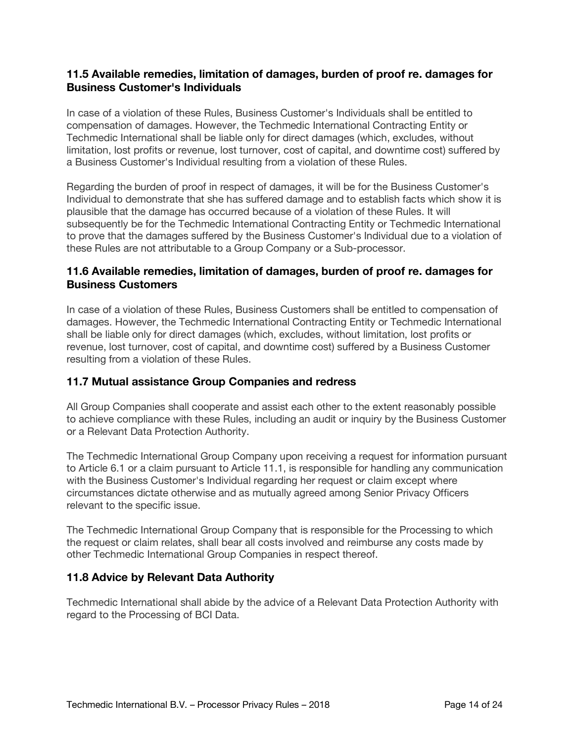### 11.5 Available remedies, limitation of damages, burden of proof re. damages for Business Customer's Individuals

In case of a violation of these Rules, Business Customer's Individuals shall be entitled to compensation of damages. However, the Techmedic International Contracting Entity or Techmedic International shall be liable only for direct damages (which, excludes, without limitation, lost profits or revenue, lost turnover, cost of capital, and downtime cost) suffered by a Business Customer's Individual resulting from a violation of these Rules.

Regarding the burden of proof in respect of damages, it will be for the Business Customer's Individual to demonstrate that she has suffered damage and to establish facts which show it is plausible that the damage has occurred because of a violation of these Rules. It will subsequently be for the Techmedic International Contracting Entity or Techmedic International to prove that the damages suffered by the Business Customer's Individual due to a violation of these Rules are not attributable to a Group Company or a Sub-processor.

### 11.6 Available remedies, limitation of damages, burden of proof re. damages for Business Customers

In case of a violation of these Rules, Business Customers shall be entitled to compensation of damages. However, the Techmedic International Contracting Entity or Techmedic International shall be liable only for direct damages (which, excludes, without limitation, lost profits or revenue, lost turnover, cost of capital, and downtime cost) suffered by a Business Customer resulting from a violation of these Rules.

### 11.7 Mutual assistance Group Companies and redress

All Group Companies shall cooperate and assist each other to the extent reasonably possible to achieve compliance with these Rules, including an audit or inquiry by the Business Customer or a Relevant Data Protection Authority.

The Techmedic International Group Company upon receiving a request for information pursuant to Article 6.1 or a claim pursuant to Article 11.1, is responsible for handling any communication with the Business Customer's Individual regarding her request or claim except where circumstances dictate otherwise and as mutually agreed among Senior Privacy Officers relevant to the specific issue.

The Techmedic International Group Company that is responsible for the Processing to which the request or claim relates, shall bear all costs involved and reimburse any costs made by other Techmedic International Group Companies in respect thereof.

### 11.8 Advice by Relevant Data Authority

Techmedic International shall abide by the advice of a Relevant Data Protection Authority with regard to the Processing of BCI Data.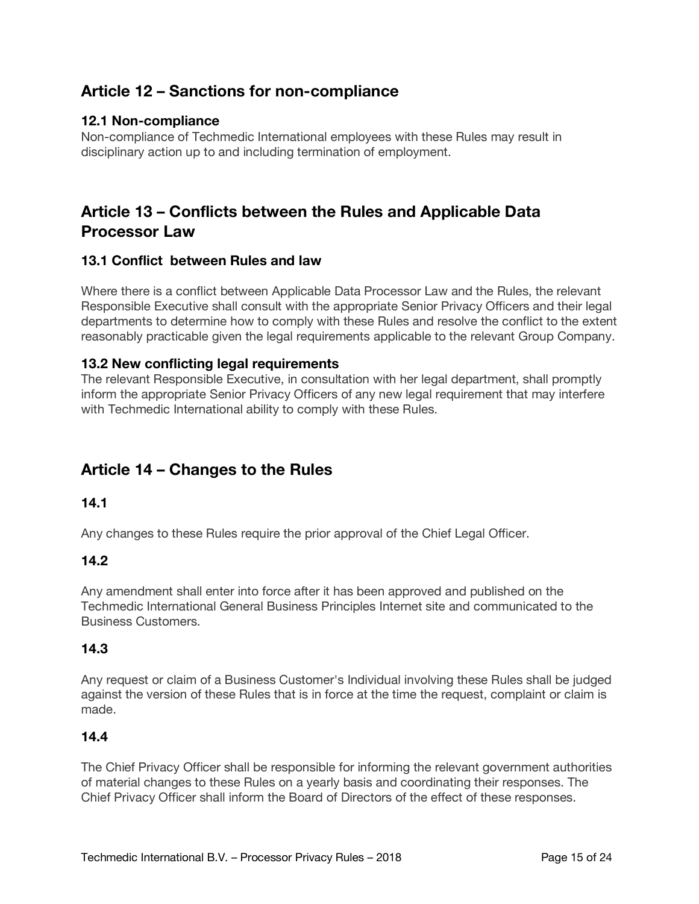## Article 12 – Sanctions for non-compliance

### 12.1 Non-compliance

Non-compliance of Techmedic International employees with these Rules may result in disciplinary action up to and including termination of employment.

## Article 13 – Conflicts between the Rules and Applicable Data Processor Law

### 13.1 Conflict between Rules and law

Where there is a conflict between Applicable Data Processor Law and the Rules, the relevant Responsible Executive shall consult with the appropriate Senior Privacy Officers and their legal departments to determine how to comply with these Rules and resolve the conflict to the extent reasonably practicable given the legal requirements applicable to the relevant Group Company.

### 13.2 New conflicting legal requirements

The relevant Responsible Executive, in consultation with her legal department, shall promptly inform the appropriate Senior Privacy Officers of any new legal requirement that may interfere with Techmedic International ability to comply with these Rules.

## Article 14 – Changes to the Rules

### 14.1

Any changes to these Rules require the prior approval of the Chief Legal Officer.

### 14.2

Any amendment shall enter into force after it has been approved and published on the Techmedic International General Business Principles Internet site and communicated to the Business Customers.

### 14.3

Any request or claim of a Business Customer's Individual involving these Rules shall be judged against the version of these Rules that is in force at the time the request, complaint or claim is made.

### 14.4

The Chief Privacy Officer shall be responsible for informing the relevant government authorities of material changes to these Rules on a yearly basis and coordinating their responses. The Chief Privacy Officer shall inform the Board of Directors of the effect of these responses.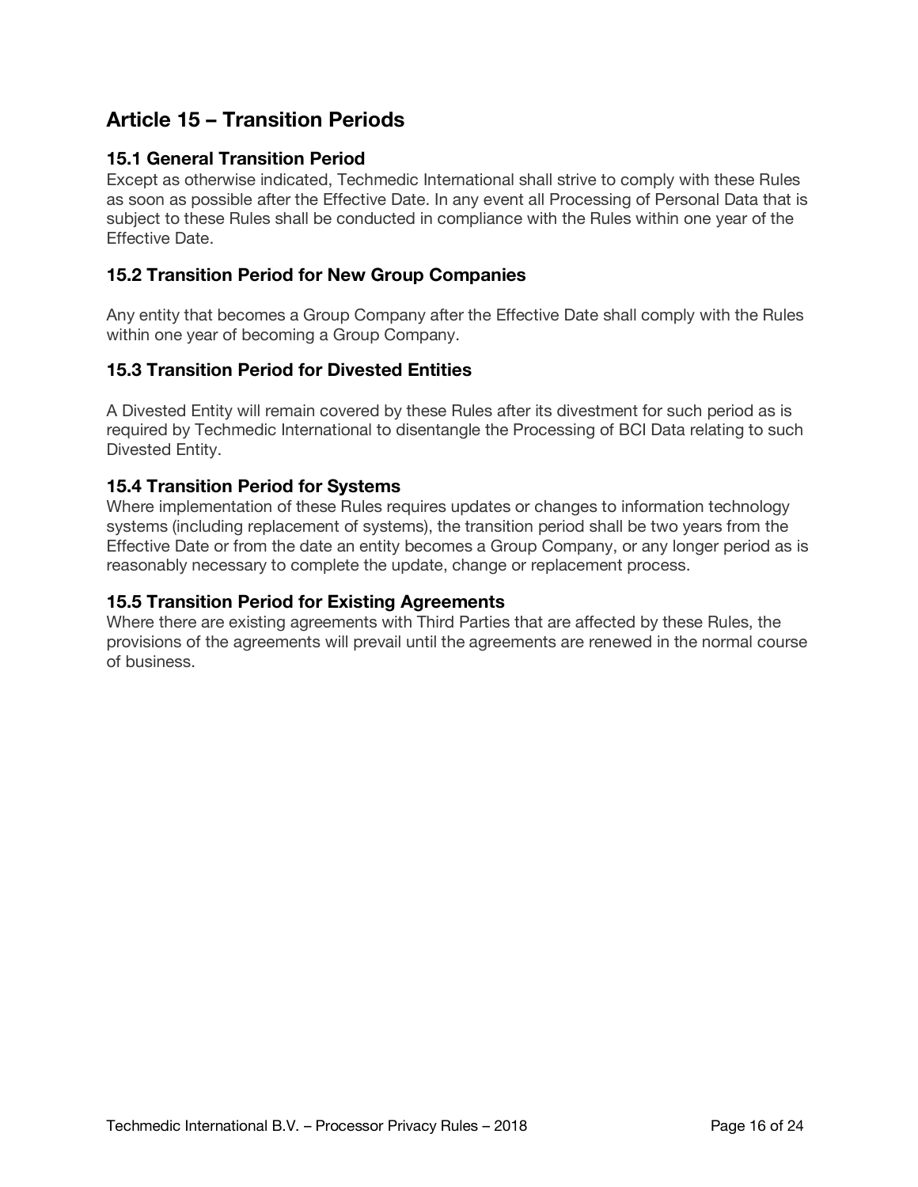## Article 15 – Transition Periods

### 15.1 General Transition Period

Except as otherwise indicated, Techmedic International shall strive to comply with these Rules as soon as possible after the Effective Date. In any event all Processing of Personal Data that is subject to these Rules shall be conducted in compliance with the Rules within one year of the Effective Date.

### 15.2 Transition Period for New Group Companies

Any entity that becomes a Group Company after the Effective Date shall comply with the Rules within one year of becoming a Group Company.

### 15.3 Transition Period for Divested Entities

A Divested Entity will remain covered by these Rules after its divestment for such period as is required by Techmedic International to disentangle the Processing of BCI Data relating to such Divested Entity.

### 15.4 Transition Period for Systems

Where implementation of these Rules requires updates or changes to information technology systems (including replacement of systems), the transition period shall be two years from the Effective Date or from the date an entity becomes a Group Company, or any longer period as is reasonably necessary to complete the update, change or replacement process.

### 15.5 Transition Period for Existing Agreements

Where there are existing agreements with Third Parties that are affected by these Rules, the provisions of the agreements will prevail until the agreements are renewed in the normal course of business.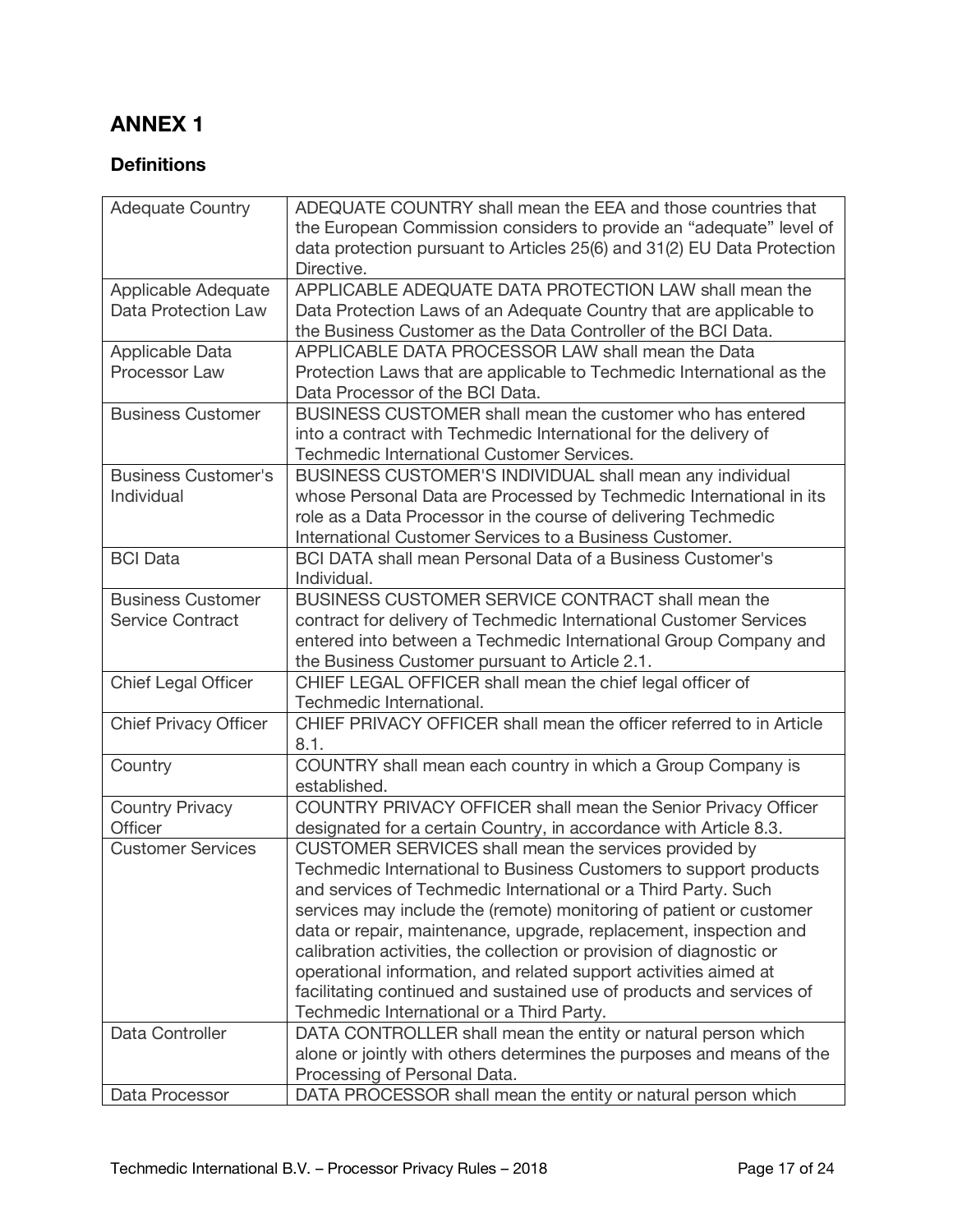# ANNEX 1

## Definitions

| | |
|---|---|
| Adequate Country | ADEQUATE COUNTRY shall mean the EEA and those countries that the European Commission considers to provide an "adequate" level of data protection pursuant to Articles 25(6) and 31(2) EU Data Protection Directive. |
| Applicable Adequate Data Protection Law | APPLICABLE ADEQUATE DATA PROTECTION LAW shall mean the Data Protection Laws of an Adequate Country that are applicable to the Business Customer as the Data Controller of the BCI Data. |
| Applicable Data Processor Law | APPLICABLE DATA PROCESSOR LAW shall mean the Data Protection Laws that are applicable to Techmedic International as the Data Processor of the BCI Data. |
| Business Customer | BUSINESS CUSTOMER shall mean the customer who has entered into a contract with Techmedic International for the delivery of Techmedic International Customer Services. |
| Business Customer's Individual | BUSINESS CUSTOMER'S INDIVIDUAL shall mean any individual whose Personal Data are Processed by Techmedic International in its role as a Data Processor in the course of delivering Techmedic International Customer Services to a Business Customer. |
| BCI Data | BCI DATA shall mean Personal Data of a Business Customer's Individual. |
| Business Customer Service Contract | BUSINESS CUSTOMER SERVICE CONTRACT shall mean the contract for delivery of Techmedic International Customer Services entered into between a Techmedic International Group Company and the Business Customer pursuant to Article 2.1. |
| Chief Legal Officer | CHIEF LEGAL OFFICER shall mean the chief legal officer of Techmedic International. |
| Chief Privacy Officer | CHIEF PRIVACY OFFICER shall mean the officer referred to in Article 8.1. |
| Country | COUNTRY shall mean each country in which a Group Company is established. |
| Country Privacy Officer | COUNTRY PRIVACY OFFICER shall mean the Senior Privacy Officer designated for a certain Country, in accordance with Article 8.3. |
| Customer Services | CUSTOMER SERVICES shall mean the services provided by Techmedic International to Business Customers to support products and services of Techmedic International or a Third Party. Such services may include the (remote) monitoring of patient or customer data or repair, maintenance, upgrade, replacement, inspection and calibration activities, the collection or provision of diagnostic or operational information, and related support activities aimed at facilitating continued and sustained use of products and services of Techmedic International or a Third Party. |
| Data Controller | DATA CONTROLLER shall mean the entity or natural person which alone or jointly with others determines the purposes and means of the Processing of Personal Data. |
| Data Processor | DATA PROCESSOR shall mean the entity or natural person which |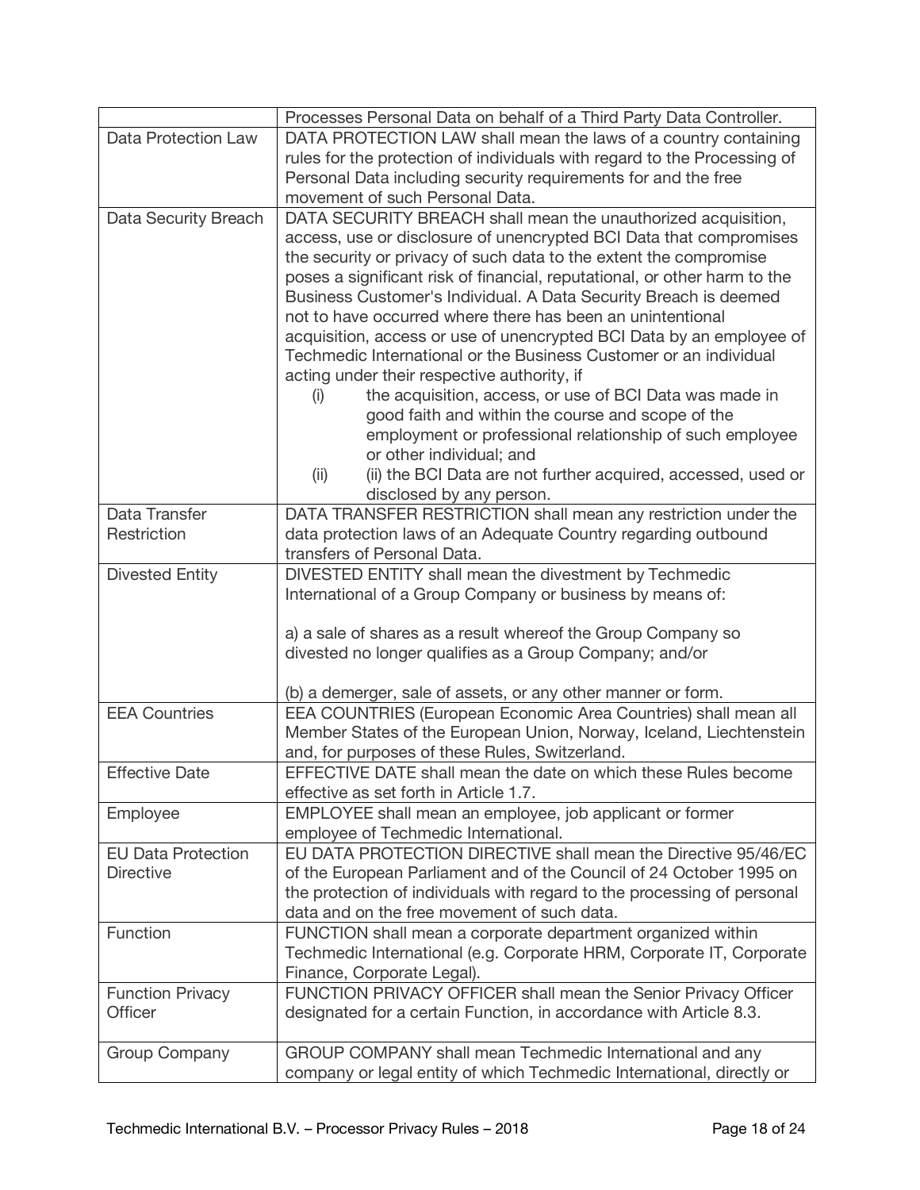|  |  |
| --- | --- |
|  | Processes Personal Data on behalf of a Third Party Data Controller. |
| Data Protection Law | DATA PROTECTION LAW shall mean the laws of a country containing rules for the protection of individuals with regard to the Processing of Personal Data including security requirements for and the free movement of such Personal Data. |
| Data Security Breach | DATA SECURITY BREACH shall mean the unauthorized acquisition, access, use or disclosure of unencrypted BCI Data that compromises the security or privacy of such data to the extent the compromise poses a significant risk of financial, reputational, or other harm to the Business Customer's Individual. A Data Security Breach is deemed not to have occurred where there has been an unintentional acquisition, access or use of unencrypted BCI Data by an employee of Techmedic International or the Business Customer or an individual acting under their respective authority, if<br>(i) the acquisition, access, or use of BCI Data was made in good faith and within the course and scope of the employment or professional relationship of such employee or other individual; and<br>(ii) (ii) the BCI Data are not further acquired, accessed, used or disclosed by any person. |
| Data Transfer Restriction | DATA TRANSFER RESTRICTION shall mean any restriction under the data protection laws of an Adequate Country regarding outbound transfers of Personal Data. |
| Divested Entity | DIVESTED ENTITY shall mean the divestment by Techmedic International of a Group Company or business by means of:<br><br>a) a sale of shares as a result whereof the Group Company so divested no longer qualifies as a Group Company; and/or<br><br>(b) a demerger, sale of assets, or any other manner or form. |
| EEA Countries | EEA COUNTRIES (European Economic Area Countries) shall mean all Member States of the European Union, Norway, Iceland, Liechtenstein and, for purposes of these Rules, Switzerland. |
| Effective Date | EFFECTIVE DATE shall mean the date on which these Rules become effective as set forth in Article 1.7. |
| Employee | EMPLOYEE shall mean an employee, job applicant or former employee of Techmedic International. |
| EU Data Protection Directive | EU DATA PROTECTION DIRECTIVE shall mean the Directive 95/46/EC of the European Parliament and of the Council of 24 October 1995 on the protection of individuals with regard to the processing of personal data and on the free movement of such data. |
| Function | FUNCTION shall mean a corporate department organized within Techmedic International (e.g. Corporate HRM, Corporate IT, Corporate Finance, Corporate Legal). |
| Function Privacy Officer | FUNCTION PRIVACY OFFICER shall mean the Senior Privacy Officer designated for a certain Function, in accordance with Article 8.3. |
| Group Company | GROUP COMPANY shall mean Techmedic International and any company or legal entity of which Techmedic International, directly or |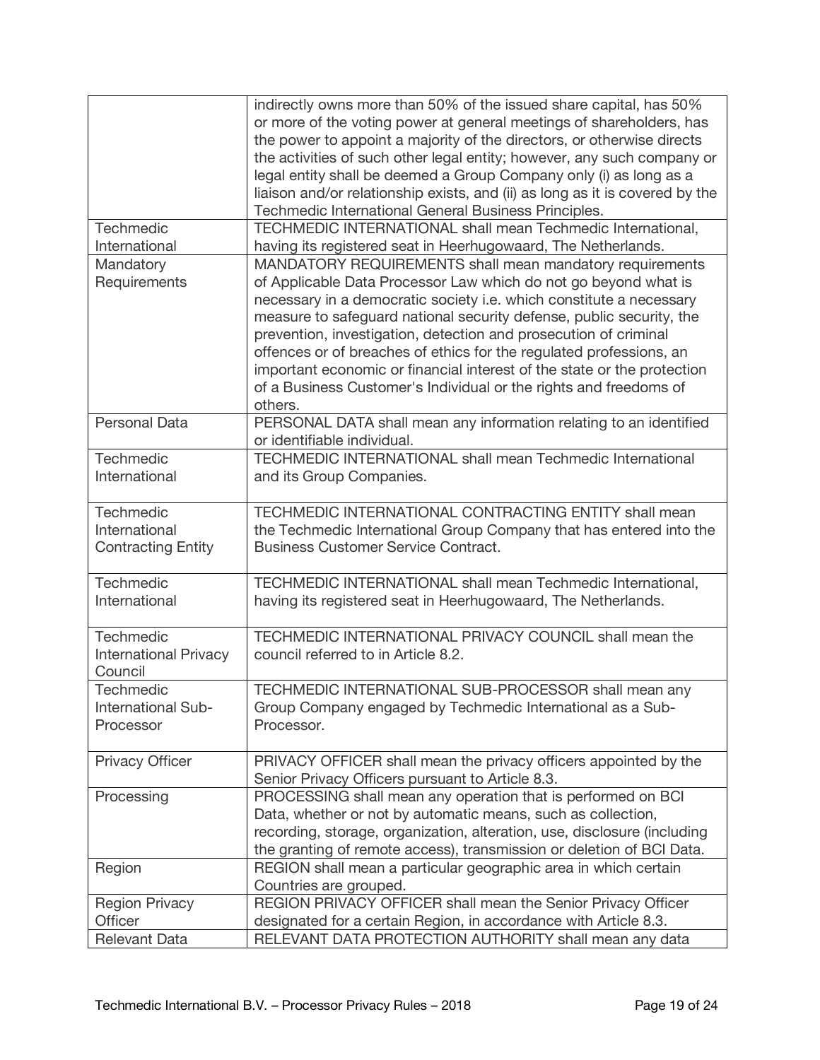| | |
|---|---|
| | indirectly owns more than 50% of the issued share capital, has 50% or more of the voting power at general meetings of shareholders, has the power to appoint a majority of the directors, or otherwise directs the activities of such other legal entity; however, any such company or legal entity shall be deemed a Group Company only (i) as long as a liaison and/or relationship exists, and (ii) as long as it is covered by the Techmedic International General Business Principles. |
| Techmedic International | TECHMEDIC INTERNATIONAL shall mean Techmedic International, having its registered seat in Heerhugowaard, The Netherlands. |
| Mandatory Requirements | MANDATORY REQUIREMENTS shall mean mandatory requirements of Applicable Data Processor Law which do not go beyond what is necessary in a democratic society i.e. which constitute a necessary measure to safeguard national security defense, public security, the prevention, investigation, detection and prosecution of criminal offences or of breaches of ethics for the regulated professions, an important economic or financial interest of the state or the protection of a Business Customer's Individual or the rights and freedoms of others. |
| Personal Data | PERSONAL DATA shall mean any information relating to an identified or identifiable individual. |
| Techmedic International | TECHMEDIC INTERNATIONAL shall mean Techmedic International and its Group Companies. |
| Techmedic International Contracting Entity | TECHMEDIC INTERNATIONAL CONTRACTING ENTITY shall mean the Techmedic International Group Company that has entered into the Business Customer Service Contract. |
| Techmedic International | TECHMEDIC INTERNATIONAL shall mean Techmedic International, having its registered seat in Heerhugowaard, The Netherlands. |
| Techmedic International Privacy Council | TECHMEDIC INTERNATIONAL PRIVACY COUNCIL shall mean the council referred to in Article 8.2. |
| Techmedic International Sub-Processor | TECHMEDIC INTERNATIONAL SUB-PROCESSOR shall mean any Group Company engaged by Techmedic International as a Sub-Processor. |
| Privacy Officer | PRIVACY OFFICER shall mean the privacy officers appointed by the Senior Privacy Officers pursuant to Article 8.3. |
| Processing | PROCESSING shall mean any operation that is performed on BCI Data, whether or not by automatic means, such as collection, recording, storage, organization, alteration, use, disclosure (including the granting of remote access), transmission or deletion of BCI Data. |
| Region | REGION shall mean a particular geographic area in which certain Countries are grouped. |
| Region Privacy Officer | REGION PRIVACY OFFICER shall mean the Senior Privacy Officer designated for a certain Region, in accordance with Article 8.3. |
| Relevant Data | RELEVANT DATA PROTECTION AUTHORITY shall mean any data |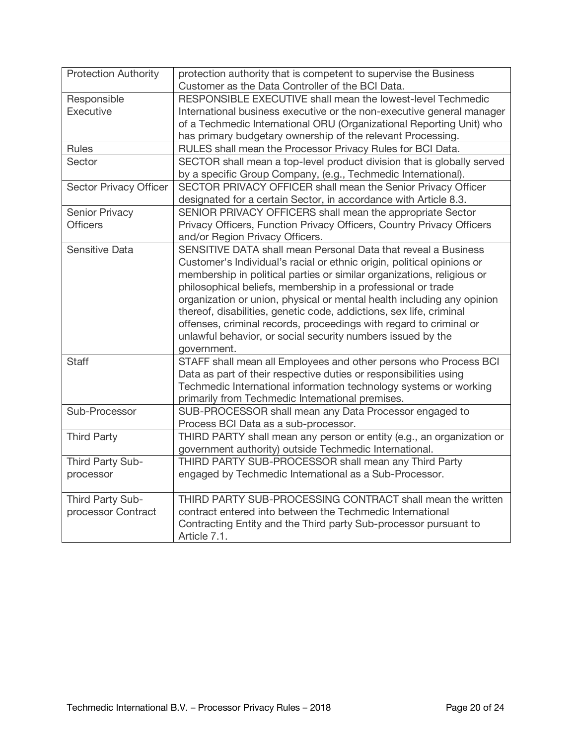| Protection Authority | protection authority that is competent to supervise the Business Customer as the Data Controller of the BCI Data. |
|---|---|
| Responsible Executive | RESPONSIBLE EXECUTIVE shall mean the lowest-level Techmedic International business executive or the non-executive general manager of a Techmedic International ORU (Organizational Reporting Unit) who has primary budgetary ownership of the relevant Processing. |
| Rules | RULES shall mean the Processor Privacy Rules for BCI Data. |
| Sector | SECTOR shall mean a top-level product division that is globally served by a specific Group Company, (e.g., Techmedic International). |
| Sector Privacy Officer | SECTOR PRIVACY OFFICER shall mean the Senior Privacy Officer designated for a certain Sector, in accordance with Article 8.3. |
| Senior Privacy Officers | SENIOR PRIVACY OFFICERS shall mean the appropriate Sector Privacy Officers, Function Privacy Officers, Country Privacy Officers and/or Region Privacy Officers. |
| Sensitive Data | SENSITIVE DATA shall mean Personal Data that reveal a Business Customer's Individual's racial or ethnic origin, political opinions or membership in political parties or similar organizations, religious or philosophical beliefs, membership in a professional or trade organization or union, physical or mental health including any opinion thereof, disabilities, genetic code, addictions, sex life, criminal offenses, criminal records, proceedings with regard to criminal or unlawful behavior, or social security numbers issued by the government. |
| Staff | STAFF shall mean all Employees and other persons who Process BCI Data as part of their respective duties or responsibilities using Techmedic International information technology systems or working primarily from Techmedic International premises. |
| Sub-Processor | SUB-PROCESSOR shall mean any Data Processor engaged to Process BCI Data as a sub-processor. |
| Third Party | THIRD PARTY shall mean any person or entity (e.g., an organization or government authority) outside Techmedic International. |
| Third Party Sub-processor | THIRD PARTY SUB-PROCESSOR shall mean any Third Party engaged by Techmedic International as a Sub-Processor. |
| Third Party Sub-processor Contract | THIRD PARTY SUB-PROCESSING CONTRACT shall mean the written contract entered into between the Techmedic International Contracting Entity and the Third party Sub-processor pursuant to Article 7.1. |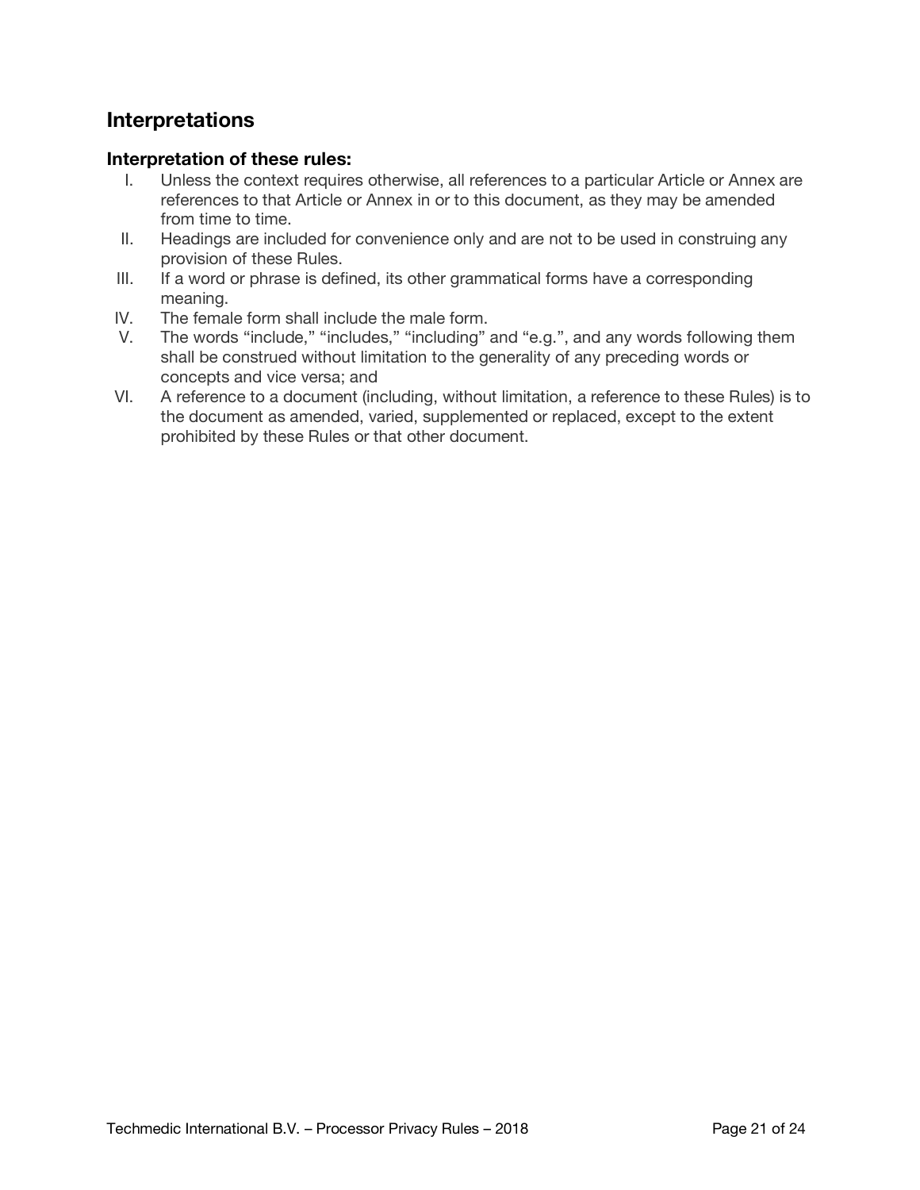## Interpretations

### Interpretation of these rules:

I. Unless the context requires otherwise, all references to a particular Article or Annex are references to that Article or Annex in or to this document, as they may be amended from time to time.

II. Headings are included for convenience only and are not to be used in construing any provision of these Rules.

III. If a word or phrase is defined, its other grammatical forms have a corresponding meaning.

IV. The female form shall include the male form.

V. The words "include," "includes," "including" and "e.g.", and any words following them shall be construed without limitation to the generality of any preceding words or concepts and vice versa; and

VI. A reference to a document (including, without limitation, a reference to these Rules) is to the document as amended, varied, supplemented or replaced, except to the extent prohibited by these Rules or that other document.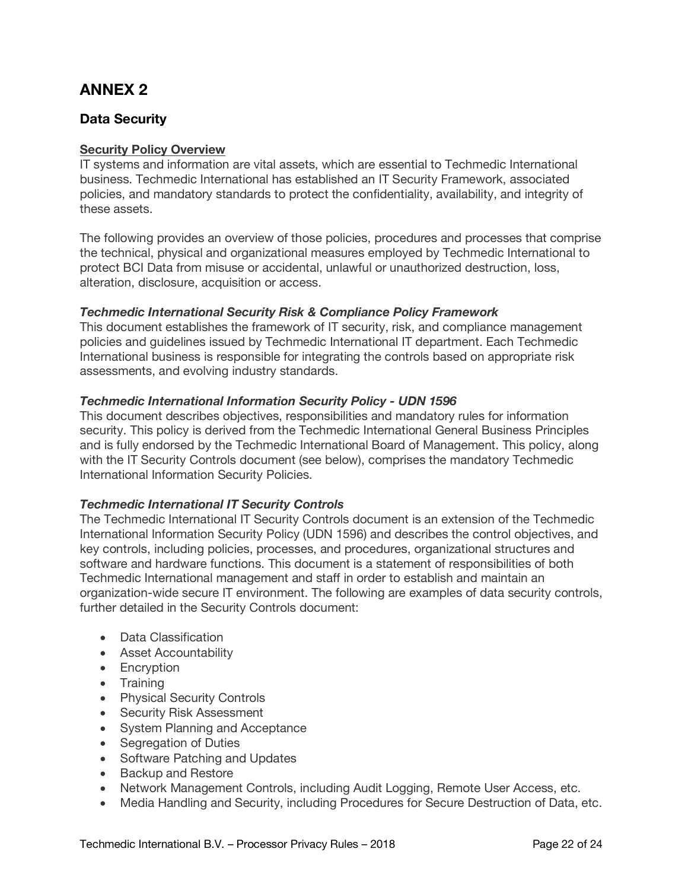# ANNEX 2

## Data Security

**Security Policy Overview**

IT systems and information are vital assets, which are essential to Techmedic International business. Techmedic International has established an IT Security Framework, associated policies, and mandatory standards to protect the confidentiality, availability, and integrity of these assets.

The following provides an overview of those policies, procedures and processes that comprise the technical, physical and organizational measures employed by Techmedic International to protect BCI Data from misuse or accidental, unlawful or unauthorized destruction, loss, alteration, disclosure, acquisition or access.

***Techmedic International Security Risk & Compliance Policy Framework***

This document establishes the framework of IT security, risk, and compliance management policies and guidelines issued by Techmedic International IT department. Each Techmedic International business is responsible for integrating the controls based on appropriate risk assessments, and evolving industry standards.

***Techmedic International Information Security Policy - UDN 1596***

This document describes objectives, responsibilities and mandatory rules for information security. This policy is derived from the Techmedic International General Business Principles and is fully endorsed by the Techmedic International Board of Management. This policy, along with the IT Security Controls document (see below), comprises the mandatory Techmedic International Information Security Policies.

***Techmedic International IT Security Controls***

The Techmedic International IT Security Controls document is an extension of the Techmedic International Information Security Policy (UDN 1596) and describes the control objectives, and key controls, including policies, processes, and procedures, organizational structures and software and hardware functions. This document is a statement of responsibilities of both Techmedic International management and staff in order to establish and maintain an organization-wide secure IT environment. The following are examples of data security controls, further detailed in the Security Controls document:

- Data Classification
- Asset Accountability
- Encryption
- Training
- Physical Security Controls
- Security Risk Assessment
- System Planning and Acceptance
- Segregation of Duties
- Software Patching and Updates
- Backup and Restore
- Network Management Controls, including Audit Logging, Remote User Access, etc.
- Media Handling and Security, including Procedures for Secure Destruction of Data, etc.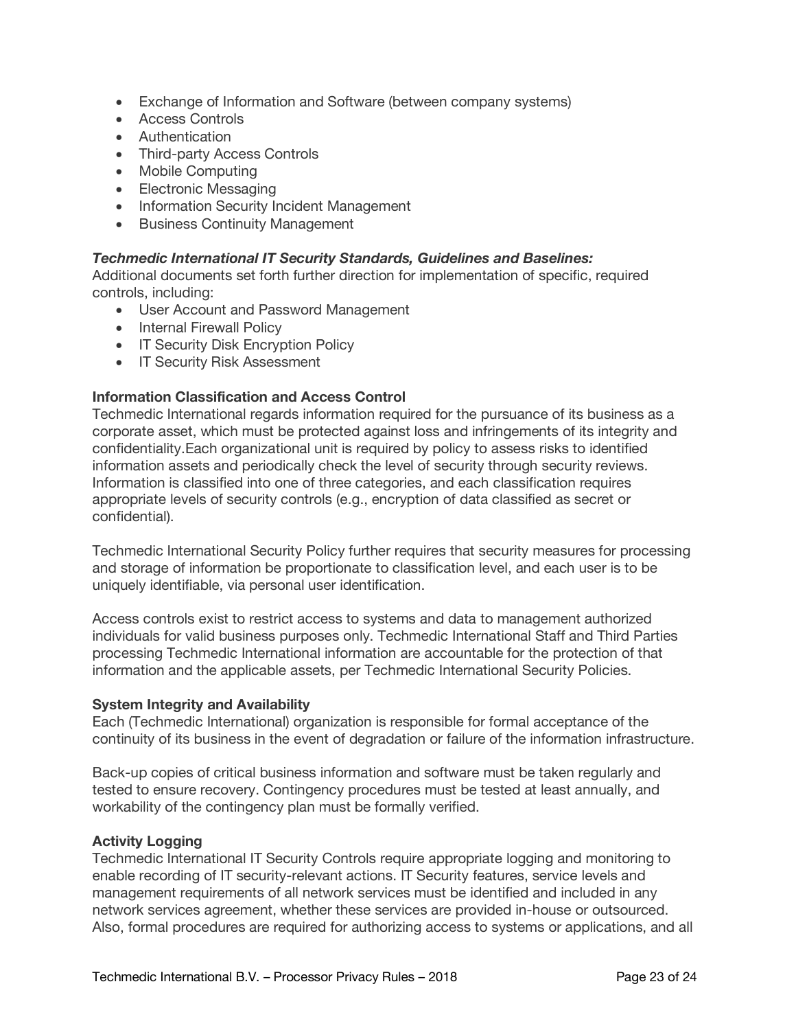- Exchange of Information and Software (between company systems)
- Access Controls
- Authentication
- Third-party Access Controls
- Mobile Computing
- Electronic Messaging
- Information Security Incident Management
- Business Continuity Management

***Techmedic International IT Security Standards, Guidelines and Baselines:***
Additional documents set forth further direction for implementation of specific, required controls, including:

- User Account and Password Management
- Internal Firewall Policy
- IT Security Disk Encryption Policy
- IT Security Risk Assessment

**Information Classification and Access Control**
Techmedic International regards information required for the pursuance of its business as a corporate asset, which must be protected against loss and infringements of its integrity and confidentiality.Each organizational unit is required by policy to assess risks to identified information assets and periodically check the level of security through security reviews. Information is classified into one of three categories, and each classification requires appropriate levels of security controls (e.g., encryption of data classified as secret or confidential).

Techmedic International Security Policy further requires that security measures for processing and storage of information be proportionate to classification level, and each user is to be uniquely identifiable, via personal user identification.

Access controls exist to restrict access to systems and data to management authorized individuals for valid business purposes only. Techmedic International Staff and Third Parties processing Techmedic International information are accountable for the protection of that information and the applicable assets, per Techmedic International Security Policies.

**System Integrity and Availability**
Each (Techmedic International) organization is responsible for formal acceptance of the continuity of its business in the event of degradation or failure of the information infrastructure.

Back-up copies of critical business information and software must be taken regularly and tested to ensure recovery. Contingency procedures must be tested at least annually, and workability of the contingency plan must be formally verified.

**Activity Logging**
Techmedic International IT Security Controls require appropriate logging and monitoring to enable recording of IT security-relevant actions. IT Security features, service levels and management requirements of all network services must be identified and included in any network services agreement, whether these services are provided in-house or outsourced. Also, formal procedures are required for authorizing access to systems or applications, and all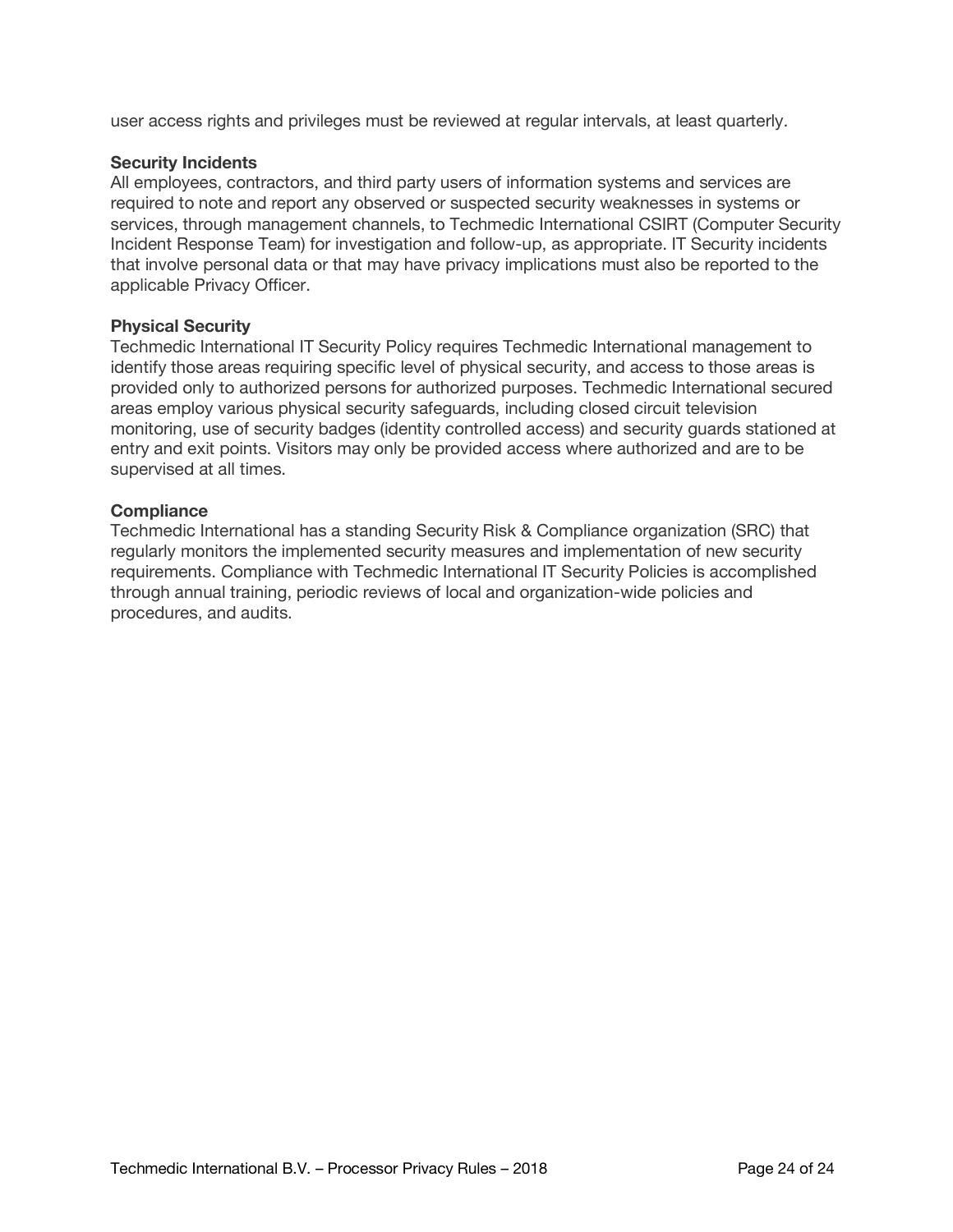user access rights and privileges must be reviewed at regular intervals, at least quarterly.

**Security Incidents**

All employees, contractors, and third party users of information systems and services are required to note and report any observed or suspected security weaknesses in systems or services, through management channels, to Techmedic International CSIRT (Computer Security Incident Response Team) for investigation and follow-up, as appropriate. IT Security incidents that involve personal data or that may have privacy implications must also be reported to the applicable Privacy Officer.

**Physical Security**

Techmedic International IT Security Policy requires Techmedic International management to identify those areas requiring specific level of physical security, and access to those areas is provided only to authorized persons for authorized purposes. Techmedic International secured areas employ various physical security safeguards, including closed circuit television monitoring, use of security badges (identity controlled access) and security guards stationed at entry and exit points. Visitors may only be provided access where authorized and are to be supervised at all times.

**Compliance**

Techmedic International has a standing Security Risk & Compliance organization (SRC) that regularly monitors the implemented security measures and implementation of new security requirements. Compliance with Techmedic International IT Security Policies is accomplished through annual training, periodic reviews of local and organization-wide policies and procedures, and audits.